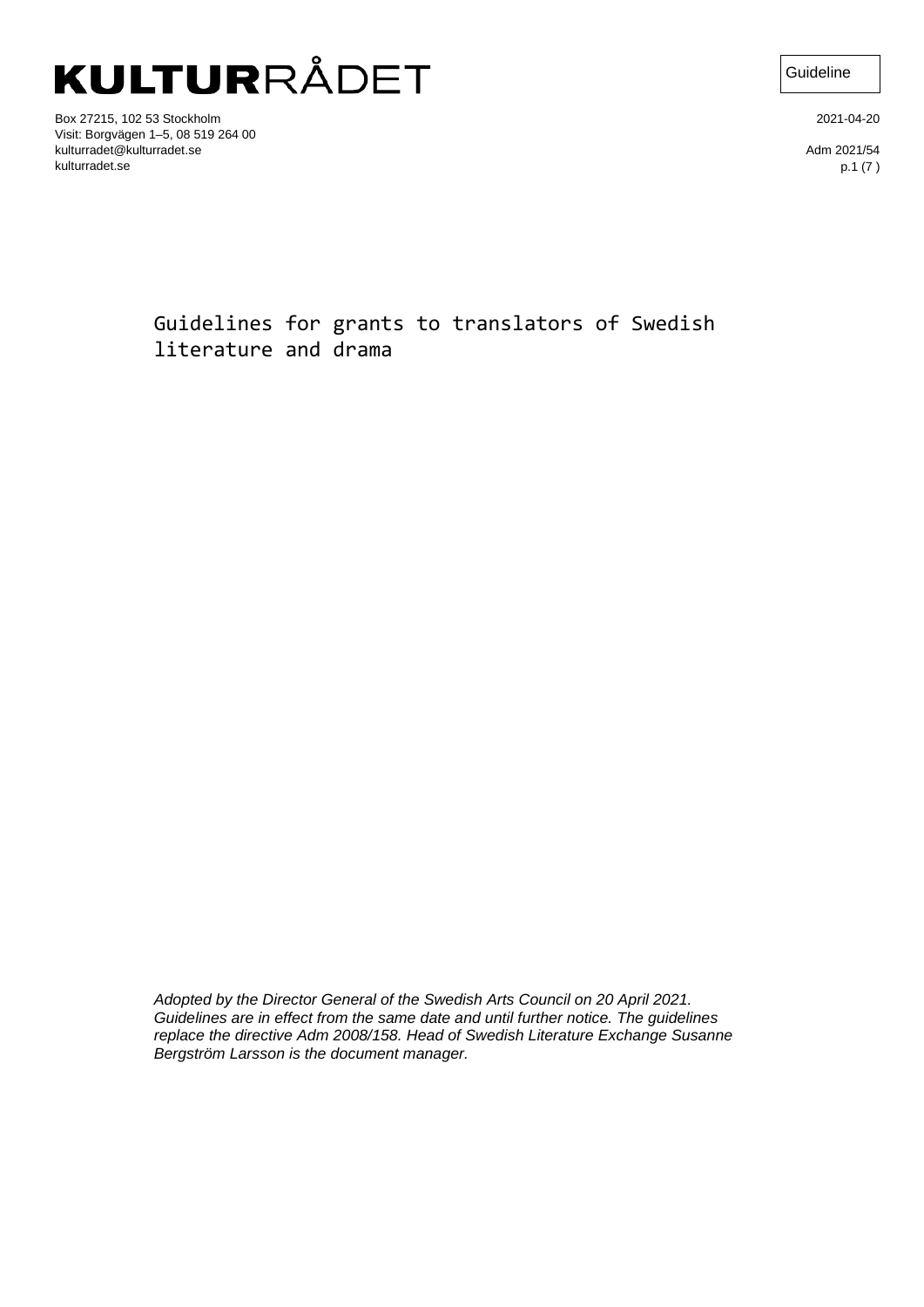# KULTURRÅDET

Box 27215, 102 53 Stockholm
Visit: Borgvägen 1–5, 08 519 264 00
kulturradet@kulturradet.se
kulturradet.se

Guideline

2021-04-20

Adm 2021/54

# Guidelines for grants to translators of Swedish literature and drama

*Adopted by the Director General of the Swedish Arts Council on 20 April 2021. Guidelines are in effect from the same date and until further notice. The guidelines replace the directive Adm 2008/158. Head of Swedish Literature Exchange Susanne Bergström Larsson is the document manager.*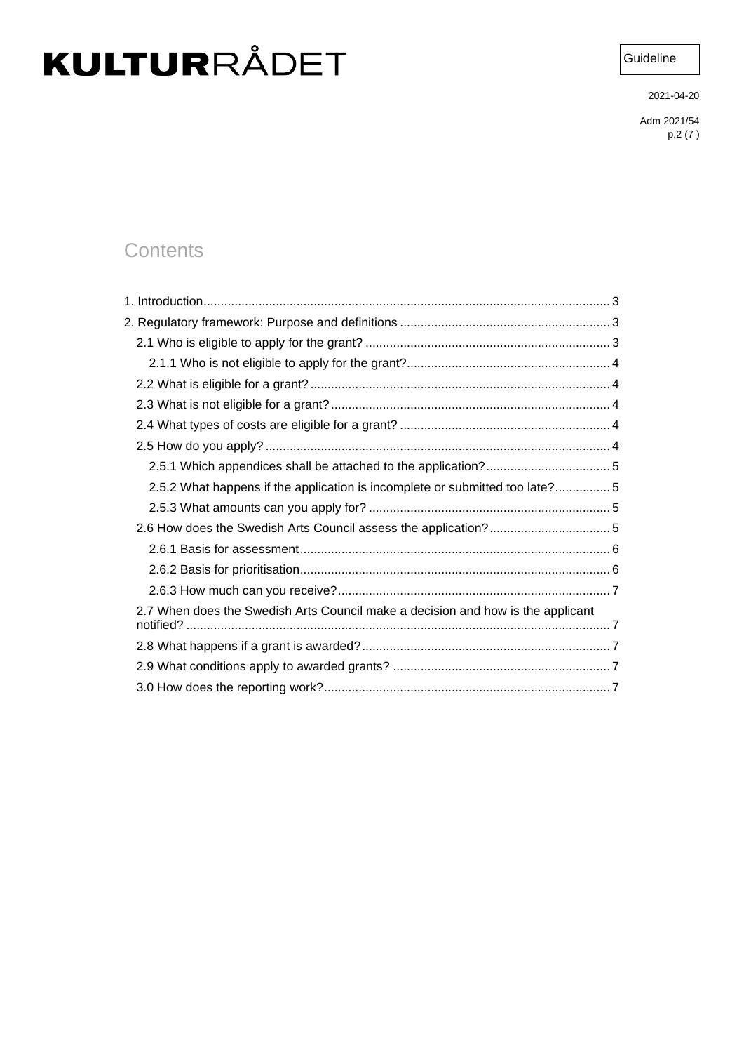## Contents

- 1. Introduction ..... 3
- 2. Regulatory framework: Purpose and definitions ..... 3
  - 2.1 Who is eligible to apply for the grant? ..... 3
    - 2.1.1 Who is not eligible to apply for the grant? ..... 4
  - 2.2 What is eligible for a grant? ..... 4
  - 2.3 What is not eligible for a grant? ..... 4
  - 2.4 What types of costs are eligible for a grant? ..... 4
  - 2.5 How do you apply? ..... 4
    - 2.5.1 Which appendices shall be attached to the application? ..... 5
    - 2.5.2 What happens if the application is incomplete or submitted too late? ..... 5
    - 2.5.3 What amounts can you apply for? ..... 5
  - 2.6 How does the Swedish Arts Council assess the application? ..... 5
    - 2.6.1 Basis for assessment ..... 6
    - 2.6.2 Basis for prioritisation ..... 6
    - 2.6.3 How much can you receive? ..... 7
  - 2.7 When does the Swedish Arts Council make a decision and how is the applicant notified? ..... 7
  - 2.8 What happens if a grant is awarded? ..... 7
  - 2.9 What conditions apply to awarded grants? ..... 7
  - 3.0 How does the reporting work? ..... 7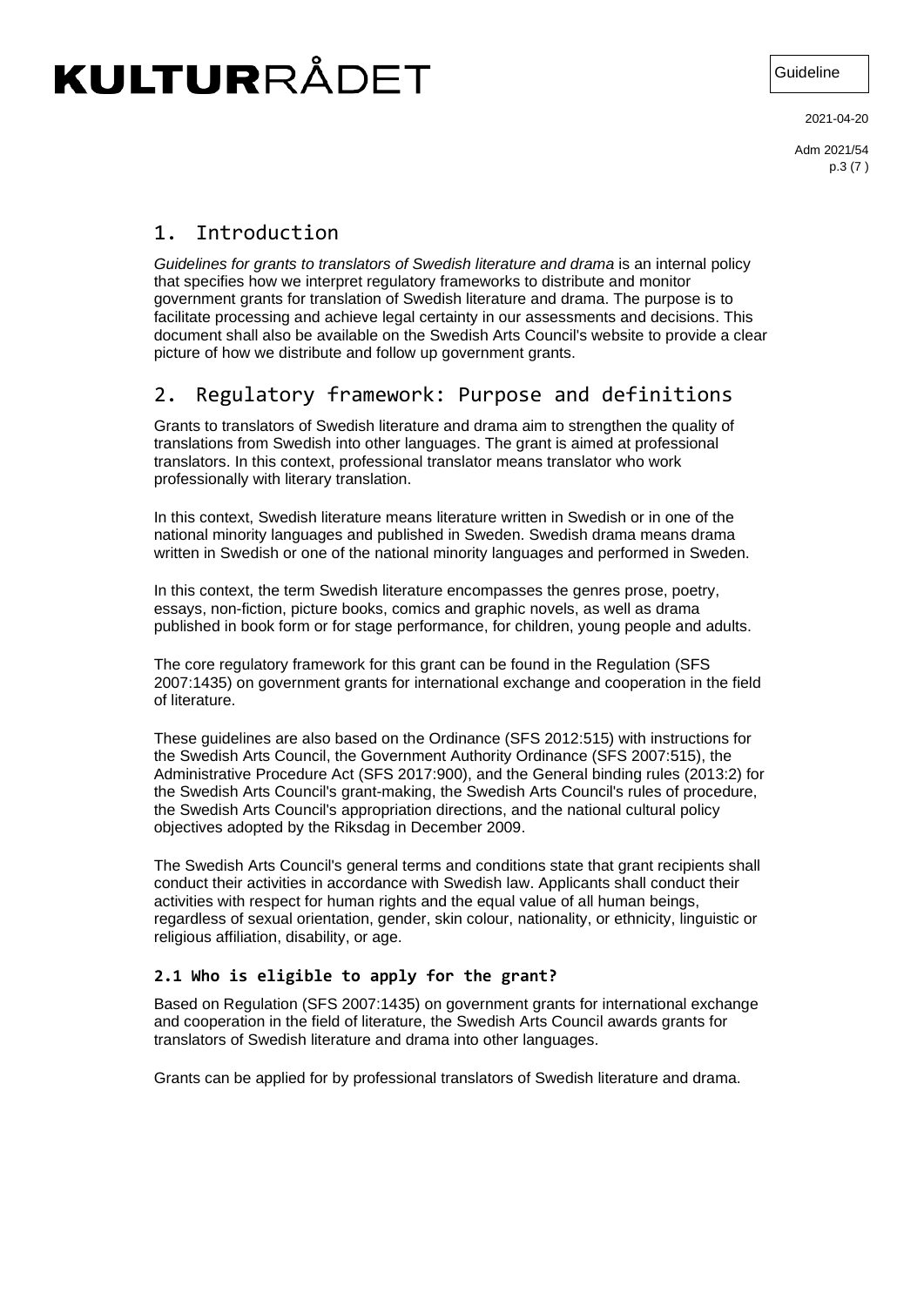# 1. Introduction

*Guidelines for grants to translators of Swedish literature and drama* is an internal policy that specifies how we interpret regulatory frameworks to distribute and monitor government grants for translation of Swedish literature and drama. The purpose is to facilitate processing and achieve legal certainty in our assessments and decisions. This document shall also be available on the Swedish Arts Council's website to provide a clear picture of how we distribute and follow up government grants.

# 2. Regulatory framework: Purpose and definitions

Grants to translators of Swedish literature and drama aim to strengthen the quality of translations from Swedish into other languages. The grant is aimed at professional translators. In this context, professional translator means translator who work professionally with literary translation.

In this context, Swedish literature means literature written in Swedish or in one of the national minority languages and published in Sweden. Swedish drama means drama written in Swedish or one of the national minority languages and performed in Sweden.

In this context, the term Swedish literature encompasses the genres prose, poetry, essays, non-fiction, picture books, comics and graphic novels, as well as drama published in book form or for stage performance, for children, young people and adults.

The core regulatory framework for this grant can be found in the Regulation (SFS 2007:1435) on government grants for international exchange and cooperation in the field of literature.

These guidelines are also based on the Ordinance (SFS 2012:515) with instructions for the Swedish Arts Council, the Government Authority Ordinance (SFS 2007:515), the Administrative Procedure Act (SFS 2017:900), and the General binding rules (2013:2) for the Swedish Arts Council's grant-making, the Swedish Arts Council's rules of procedure, the Swedish Arts Council's appropriation directions, and the national cultural policy objectives adopted by the Riksdag in December 2009.

The Swedish Arts Council's general terms and conditions state that grant recipients shall conduct their activities in accordance with Swedish law. Applicants shall conduct their activities with respect for human rights and the equal value of all human beings, regardless of sexual orientation, gender, skin colour, nationality, or ethnicity, linguistic or religious affiliation, disability, or age.

## 2.1 Who is eligible to apply for the grant?

Based on Regulation (SFS 2007:1435) on government grants for international exchange and cooperation in the field of literature, the Swedish Arts Council awards grants for translators of Swedish literature and drama into other languages.

Grants can be applied for by professional translators of Swedish literature and drama.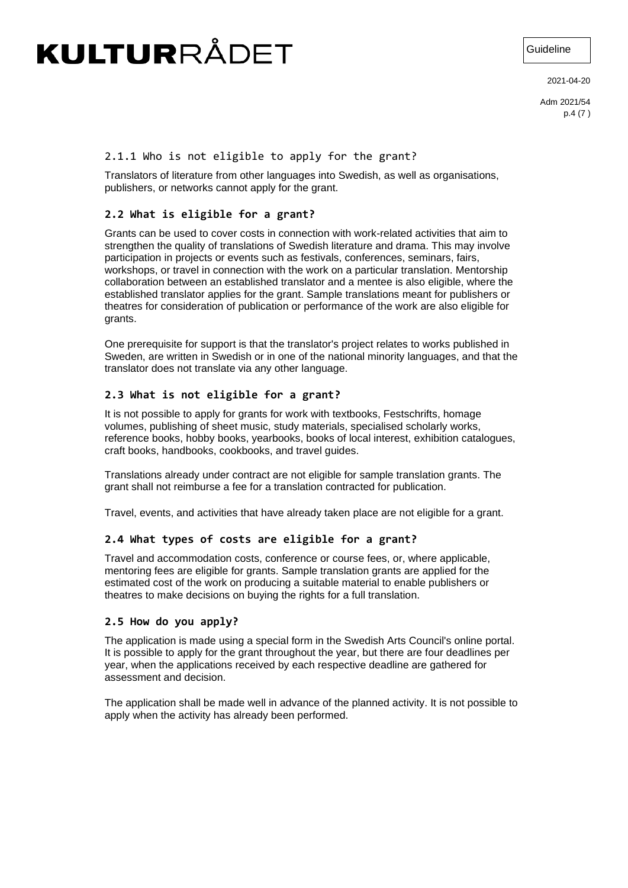### 2.1.1 Who is not eligible to apply for the grant?

Translators of literature from other languages into Swedish, as well as organisations, publishers, or networks cannot apply for the grant.

## 2.2 What is eligible for a grant?

Grants can be used to cover costs in connection with work-related activities that aim to strengthen the quality of translations of Swedish literature and drama. This may involve participation in projects or events such as festivals, conferences, seminars, fairs, workshops, or travel in connection with the work on a particular translation. Mentorship collaboration between an established translator and a mentee is also eligible, where the established translator applies for the grant. Sample translations meant for publishers or theatres for consideration of publication or performance of the work are also eligible for grants.

One prerequisite for support is that the translator's project relates to works published in Sweden, are written in Swedish or in one of the national minority languages, and that the translator does not translate via any other language.

## 2.3 What is not eligible for a grant?

It is not possible to apply for grants for work with textbooks, Festschrifts, homage volumes, publishing of sheet music, study materials, specialised scholarly works, reference books, hobby books, yearbooks, books of local interest, exhibition catalogues, craft books, handbooks, cookbooks, and travel guides.

Translations already under contract are not eligible for sample translation grants. The grant shall not reimburse a fee for a translation contracted for publication.

Travel, events, and activities that have already taken place are not eligible for a grant.

## 2.4 What types of costs are eligible for a grant?

Travel and accommodation costs, conference or course fees, or, where applicable, mentoring fees are eligible for grants. Sample translation grants are applied for the estimated cost of the work on producing a suitable material to enable publishers or theatres to make decisions on buying the rights for a full translation.

## 2.5 How do you apply?

The application is made using a special form in the Swedish Arts Council's online portal. It is possible to apply for the grant throughout the year, but there are four deadlines per year, when the applications received by each respective deadline are gathered for assessment and decision.

The application shall be made well in advance of the planned activity. It is not possible to apply when the activity has already been performed.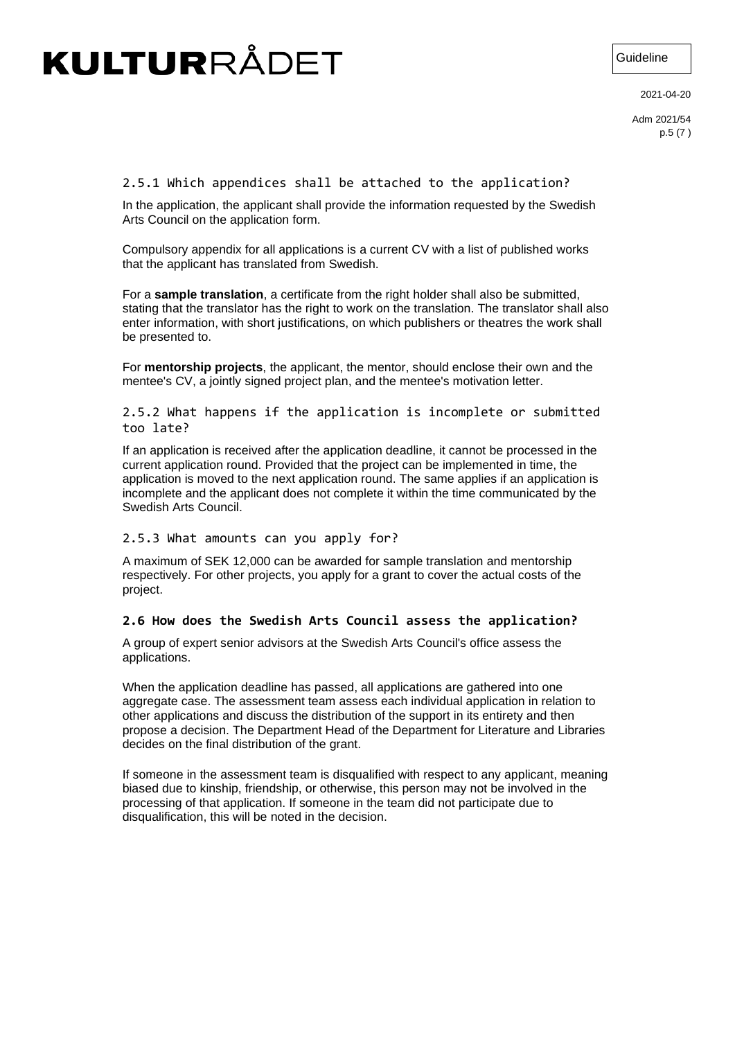#### 2.5.1 Which appendices shall be attached to the application?

In the application, the applicant shall provide the information requested by the Swedish Arts Council on the application form.

Compulsory appendix for all applications is a current CV with a list of published works that the applicant has translated from Swedish.

For a **sample translation**, a certificate from the right holder shall also be submitted, stating that the translator has the right to work on the translation. The translator shall also enter information, with short justifications, on which publishers or theatres the work shall be presented to.

For **mentorship projects**, the applicant, the mentor, should enclose their own and the mentee's CV, a jointly signed project plan, and the mentee's motivation letter.

#### 2.5.2 What happens if the application is incomplete or submitted too late?

If an application is received after the application deadline, it cannot be processed in the current application round. Provided that the project can be implemented in time, the application is moved to the next application round. The same applies if an application is incomplete and the applicant does not complete it within the time communicated by the Swedish Arts Council.

#### 2.5.3 What amounts can you apply for?

A maximum of SEK 12,000 can be awarded for sample translation and mentorship respectively. For other projects, you apply for a grant to cover the actual costs of the project.

### 2.6 How does the Swedish Arts Council assess the application?

A group of expert senior advisors at the Swedish Arts Council's office assess the applications.

When the application deadline has passed, all applications are gathered into one aggregate case. The assessment team assess each individual application in relation to other applications and discuss the distribution of the support in its entirety and then propose a decision. The Department Head of the Department for Literature and Libraries decides on the final distribution of the grant.

If someone in the assessment team is disqualified with respect to any applicant, meaning biased due to kinship, friendship, or otherwise, this person may not be involved in the processing of that application. If someone in the team did not participate due to disqualification, this will be noted in the decision.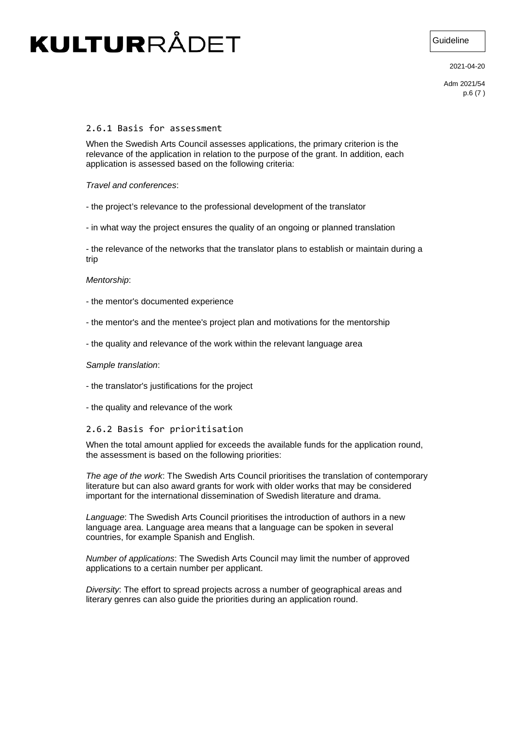### 2.6.1 Basis for assessment

When the Swedish Arts Council assesses applications, the primary criterion is the relevance of the application in relation to the purpose of the grant. In addition, each application is assessed based on the following criteria:

*Travel and conferences*:

- the project's relevance to the professional development of the translator
- in what way the project ensures the quality of an ongoing or planned translation
- the relevance of the networks that the translator plans to establish or maintain during a trip

*Mentorship*:

- the mentor's documented experience
- the mentor's and the mentee's project plan and motivations for the mentorship
- the quality and relevance of the work within the relevant language area

*Sample translation*:

- the translator's justifications for the project
- the quality and relevance of the work

### 2.6.2 Basis for prioritisation

When the total amount applied for exceeds the available funds for the application round, the assessment is based on the following priorities:

*The age of the work*: The Swedish Arts Council prioritises the translation of contemporary literature but can also award grants for work with older works that may be considered important for the international dissemination of Swedish literature and drama.

*Language*: The Swedish Arts Council prioritises the introduction of authors in a new language area. Language area means that a language can be spoken in several countries, for example Spanish and English.

*Number of applications*: The Swedish Arts Council may limit the number of approved applications to a certain number per applicant.

*Diversity*: The effort to spread projects across a number of geographical areas and literary genres can also guide the priorities during an application round.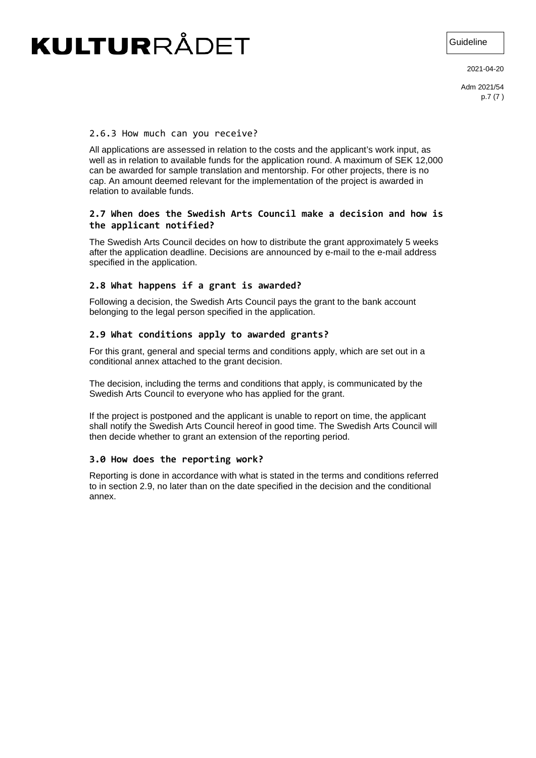#### 2.6.3 How much can you receive?

All applications are assessed in relation to the costs and the applicant's work input, as well as in relation to available funds for the application round. A maximum of SEK 12,000 can be awarded for sample translation and mentorship. For other projects, there is no cap. An amount deemed relevant for the implementation of the project is awarded in relation to available funds.

### 2.7 When does the Swedish Arts Council make a decision and how is the applicant notified?

The Swedish Arts Council decides on how to distribute the grant approximately 5 weeks after the application deadline. Decisions are announced by e-mail to the e-mail address specified in the application.

### 2.8 What happens if a grant is awarded?

Following a decision, the Swedish Arts Council pays the grant to the bank account belonging to the legal person specified in the application.

### 2.9 What conditions apply to awarded grants?

For this grant, general and special terms and conditions apply, which are set out in a conditional annex attached to the grant decision.

The decision, including the terms and conditions that apply, is communicated by the Swedish Arts Council to everyone who has applied for the grant.

If the project is postponed and the applicant is unable to report on time, the applicant shall notify the Swedish Arts Council hereof in good time. The Swedish Arts Council will then decide whether to grant an extension of the reporting period.

### 3.0 How does the reporting work?

Reporting is done in accordance with what is stated in the terms and conditions referred to in section 2.9, no later than on the date specified in the decision and the conditional annex.